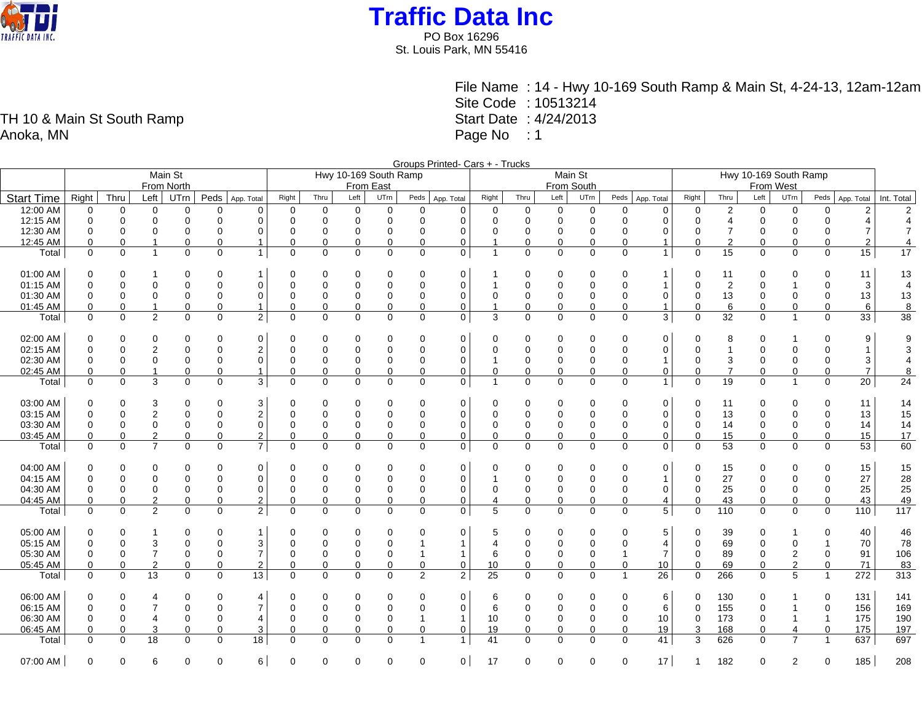# Traffic Data Inc

PO Box 16296
St. Louis Park, MN 55416

TH 10 & Main St South Ramp
Anoka, MN

File Name : 14 - Hwy 10-169 South Ramp & Main St, 4-24-13, 12am-12am
Site Code : 10513214
Start Date : 4/24/2013
Page No : 1

Groups Printed- Cars + - Trucks

| | Main St From North | | | | | | Hwy 10-169 South Ramp From East | | | | | | Main St From South | | | | | | Hwy 10-169 South Ramp From West | | | | | | |
|---|---|---|---|---|---|---|---|---|---|---|---|---|---|---|---|---|---|---|---|---|---|---|---|---|---|
| Start Time | Right | Thru | Left | UTrn | Peds | App. Total | Right | Thru | Left | UTrn | Peds | App. Total | Right | Thru | Left | UTrn | Peds | App. Total | Right | Thru | Left | UTrn | Peds | App. Total | Int. Total |
| 12:00 AM | 0 | 0 | 0 | 0 | 0 | 0 | 0 | 0 | 0 | 0 | 0 | 0 | 0 | 0 | 0 | 0 | 0 | 0 | 0 | 2 | 0 | 0 | 0 | 2 | 2 |
| 12:15 AM | 0 | 0 | 0 | 0 | 0 | 0 | 0 | 0 | 0 | 0 | 0 | 0 | 0 | 0 | 0 | 0 | 0 | 0 | 0 | 4 | 0 | 0 | 0 | 4 | 4 |
| 12:30 AM | 0 | 0 | 0 | 0 | 0 | 0 | 0 | 0 | 0 | 0 | 0 | 0 | 0 | 0 | 0 | 0 | 0 | 0 | 0 | 7 | 0 | 0 | 0 | 7 | 7 |
| 12:45 AM | 0 | 0 | 1 | 0 | 0 | 1 | 0 | 0 | 0 | 0 | 0 | 0 | 1 | 0 | 0 | 0 | 0 | 1 | 0 | 2 | 0 | 0 | 0 | 2 | 4 |
| Total | 0 | 0 | 1 | 0 | 0 | 1 | 0 | 0 | 0 | 0 | 0 | 0 | 1 | 0 | 0 | 0 | 0 | 1 | 0 | 15 | 0 | 0 | 0 | 15 | 17 |
| 01:00 AM | 0 | 0 | 1 | 0 | 0 | 1 | 0 | 0 | 0 | 0 | 0 | 0 | 1 | 0 | 0 | 0 | 0 | 1 | 0 | 11 | 0 | 0 | 0 | 11 | 13 |
| 01:15 AM | 0 | 0 | 0 | 0 | 0 | 0 | 0 | 0 | 0 | 0 | 0 | 0 | 1 | 0 | 0 | 0 | 0 | 1 | 0 | 2 | 0 | 1 | 0 | 3 | 4 |
| 01:30 AM | 0 | 0 | 0 | 0 | 0 | 0 | 0 | 0 | 0 | 0 | 0 | 0 | 0 | 0 | 0 | 0 | 0 | 0 | 0 | 13 | 0 | 0 | 0 | 13 | 13 |
| 01:45 AM | 0 | 0 | 1 | 0 | 0 | 1 | 0 | 0 | 0 | 0 | 0 | 0 | 1 | 0 | 0 | 0 | 0 | 1 | 0 | 6 | 0 | 0 | 0 | 6 | 8 |
| Total | 0 | 0 | 2 | 0 | 0 | 2 | 0 | 0 | 0 | 0 | 0 | 0 | 3 | 0 | 0 | 0 | 0 | 3 | 0 | 32 | 0 | 1 | 0 | 33 | 38 |
| 02:00 AM | 0 | 0 | 0 | 0 | 0 | 0 | 0 | 0 | 0 | 0 | 0 | 0 | 0 | 0 | 0 | 0 | 0 | 0 | 0 | 8 | 0 | 1 | 0 | 9 | 9 |
| 02:15 AM | 0 | 0 | 2 | 0 | 0 | 2 | 0 | 0 | 0 | 0 | 0 | 0 | 0 | 0 | 0 | 0 | 0 | 0 | 0 | 1 | 0 | 0 | 0 | 1 | 3 |
| 02:30 AM | 0 | 0 | 0 | 0 | 0 | 0 | 0 | 0 | 0 | 0 | 0 | 0 | 1 | 0 | 0 | 0 | 0 | 1 | 0 | 3 | 0 | 0 | 0 | 3 | 4 |
| 02:45 AM | 0 | 0 | 1 | 0 | 0 | 1 | 0 | 0 | 0 | 0 | 0 | 0 | 0 | 0 | 0 | 0 | 0 | 0 | 0 | 7 | 0 | 0 | 0 | 7 | 8 |
| Total | 0 | 0 | 3 | 0 | 0 | 3 | 0 | 0 | 0 | 0 | 0 | 0 | 1 | 0 | 0 | 0 | 0 | 1 | 0 | 19 | 0 | 1 | 0 | 20 | 24 |
| 03:00 AM | 0 | 0 | 3 | 0 | 0 | 3 | 0 | 0 | 0 | 0 | 0 | 0 | 0 | 0 | 0 | 0 | 0 | 0 | 0 | 11 | 0 | 0 | 0 | 11 | 14 |
| 03:15 AM | 0 | 0 | 2 | 0 | 0 | 2 | 0 | 0 | 0 | 0 | 0 | 0 | 0 | 0 | 0 | 0 | 0 | 0 | 0 | 13 | 0 | 0 | 0 | 13 | 15 |
| 03:30 AM | 0 | 0 | 0 | 0 | 0 | 0 | 0 | 0 | 0 | 0 | 0 | 0 | 0 | 0 | 0 | 0 | 0 | 0 | 0 | 14 | 0 | 0 | 0 | 14 | 14 |
| 03:45 AM | 0 | 0 | 2 | 0 | 0 | 2 | 0 | 0 | 0 | 0 | 0 | 0 | 0 | 0 | 0 | 0 | 0 | 0 | 0 | 15 | 0 | 0 | 0 | 15 | 17 |
| Total | 0 | 0 | 7 | 0 | 0 | 7 | 0 | 0 | 0 | 0 | 0 | 0 | 0 | 0 | 0 | 0 | 0 | 0 | 0 | 53 | 0 | 0 | 0 | 53 | 60 |
| 04:00 AM | 0 | 0 | 0 | 0 | 0 | 0 | 0 | 0 | 0 | 0 | 0 | 0 | 0 | 0 | 0 | 0 | 0 | 0 | 0 | 15 | 0 | 0 | 0 | 15 | 15 |
| 04:15 AM | 0 | 0 | 0 | 0 | 0 | 0 | 0 | 0 | 0 | 0 | 0 | 0 | 1 | 0 | 0 | 0 | 0 | 1 | 0 | 27 | 0 | 0 | 0 | 27 | 28 |
| 04:30 AM | 0 | 0 | 0 | 0 | 0 | 0 | 0 | 0 | 0 | 0 | 0 | 0 | 0 | 0 | 0 | 0 | 0 | 0 | 0 | 25 | 0 | 0 | 0 | 25 | 25 |
| 04:45 AM | 0 | 0 | 2 | 0 | 0 | 2 | 0 | 0 | 0 | 0 | 0 | 0 | 4 | 0 | 0 | 0 | 0 | 4 | 0 | 43 | 0 | 0 | 0 | 43 | 49 |
| Total | 0 | 0 | 2 | 0 | 0 | 2 | 0 | 0 | 0 | 0 | 0 | 0 | 5 | 0 | 0 | 0 | 0 | 5 | 0 | 110 | 0 | 0 | 0 | 110 | 117 |
| 05:00 AM | 0 | 0 | 1 | 0 | 0 | 1 | 0 | 0 | 0 | 0 | 0 | 0 | 5 | 0 | 0 | 0 | 0 | 5 | 0 | 39 | 0 | 1 | 0 | 40 | 46 |
| 05:15 AM | 0 | 0 | 3 | 0 | 0 | 3 | 0 | 0 | 0 | 0 | 1 | 1 | 4 | 0 | 0 | 0 | 0 | 4 | 0 | 69 | 0 | 0 | 1 | 70 | 78 |
| 05:30 AM | 0 | 0 | 7 | 0 | 0 | 7 | 0 | 0 | 0 | 0 | 1 | 1 | 6 | 0 | 0 | 0 | 1 | 7 | 0 | 89 | 0 | 2 | 0 | 91 | 106 |
| 05:45 AM | 0 | 0 | 2 | 0 | 0 | 2 | 0 | 0 | 0 | 0 | 0 | 0 | 10 | 0 | 0 | 0 | 0 | 10 | 0 | 69 | 0 | 2 | 0 | 71 | 83 |
| Total | 0 | 0 | 13 | 0 | 0 | 13 | 0 | 0 | 0 | 0 | 2 | 2 | 25 | 0 | 0 | 0 | 1 | 26 | 0 | 266 | 0 | 5 | 1 | 272 | 313 |
| 06:00 AM | 0 | 0 | 4 | 0 | 0 | 4 | 0 | 0 | 0 | 0 | 0 | 0 | 6 | 0 | 0 | 0 | 0 | 6 | 0 | 130 | 0 | 1 | 0 | 131 | 141 |
| 06:15 AM | 0 | 0 | 7 | 0 | 0 | 7 | 0 | 0 | 0 | 0 | 0 | 0 | 6 | 0 | 0 | 0 | 0 | 6 | 0 | 155 | 0 | 1 | 0 | 156 | 169 |
| 06:30 AM | 0 | 0 | 4 | 0 | 0 | 4 | 0 | 0 | 0 | 0 | 1 | 1 | 10 | 0 | 0 | 0 | 0 | 10 | 0 | 173 | 0 | 1 | 1 | 175 | 190 |
| 06:45 AM | 0 | 0 | 3 | 0 | 0 | 3 | 0 | 0 | 0 | 0 | 0 | 0 | 19 | 0 | 0 | 0 | 0 | 19 | 3 | 168 | 0 | 4 | 0 | 175 | 197 |
| Total | 0 | 0 | 18 | 0 | 0 | 18 | 0 | 0 | 0 | 0 | 1 | 1 | 41 | 0 | 0 | 0 | 0 | 41 | 3 | 626 | 0 | 7 | 1 | 637 | 697 |
| 07:00 AM | 0 | 0 | 6 | 0 | 0 | 6 | 0 | 0 | 0 | 0 | 0 | 0 | 17 | 0 | 0 | 0 | 0 | 17 | 1 | 182 | 0 | 2 | 0 | 185 | 208 |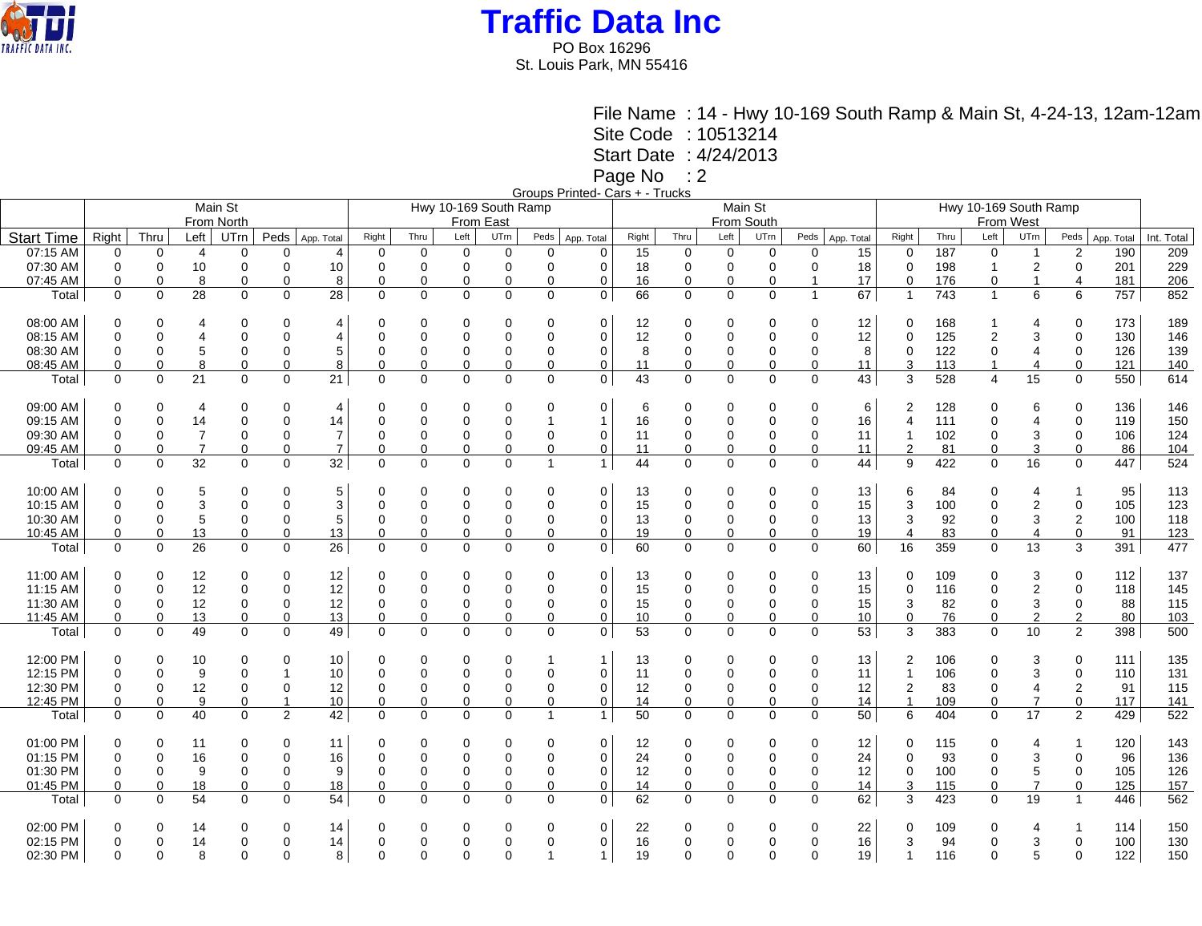# Traffic Data Inc

PO Box 16296
St. Louis Park, MN 55416

File Name : 14 - Hwy 10-169 South Ramp & Main St, 4-24-13, 12am-12am
Site Code : 10513214
Start Date : 4/24/2013
Page No : 2

Groups Printed- Cars + - Trucks

| | Main St From North | | | | | | Hwy 10-169 South Ramp From East | | | | | | Main St From South | | | | | | Hwy 10-169 South Ramp From West | | | | | | |
|---|---|---|---|---|---|---|---|---|---|---|---|---|---|---|---|---|---|---|---|---|---|---|---|---|---|
| Start Time | Right | Thru | Left | UTrn | Peds | App. Total | Right | Thru | Left | UTrn | Peds | App. Total | Right | Thru | Left | UTrn | Peds | App. Total | Right | Thru | Left | UTrn | Peds | App. Total | Int. Total |
| 07:15 AM | 0 | 0 | 4 | 0 | 0 | 4 | 0 | 0 | 0 | 0 | 0 | 0 | 15 | 0 | 0 | 0 | 0 | 15 | 0 | 187 | 0 | 1 | 2 | 190 | 209 |
| 07:30 AM | 0 | 0 | 10 | 0 | 0 | 10 | 0 | 0 | 0 | 0 | 0 | 0 | 18 | 0 | 0 | 0 | 0 | 18 | 0 | 198 | 1 | 2 | 0 | 201 | 229 |
| 07:45 AM | 0 | 0 | 8 | 0 | 0 | 8 | 0 | 0 | 0 | 0 | 0 | 0 | 16 | 0 | 0 | 0 | 1 | 17 | 0 | 176 | 0 | 1 | 4 | 181 | 206 |
| Total | 0 | 0 | 28 | 0 | 0 | 28 | 0 | 0 | 0 | 0 | 0 | 0 | 66 | 0 | 0 | 0 | 1 | 67 | 1 | 743 | 1 | 6 | 6 | 757 | 852 |
| | | | | | | | | | | | | | | | | | | | | | | | | | |
| 08:00 AM | 0 | 0 | 4 | 0 | 0 | 4 | 0 | 0 | 0 | 0 | 0 | 0 | 12 | 0 | 0 | 0 | 0 | 12 | 0 | 168 | 1 | 4 | 0 | 173 | 189 |
| 08:15 AM | 0 | 0 | 4 | 0 | 0 | 4 | 0 | 0 | 0 | 0 | 0 | 0 | 12 | 0 | 0 | 0 | 0 | 12 | 0 | 125 | 2 | 3 | 0 | 130 | 146 |
| 08:30 AM | 0 | 0 | 5 | 0 | 0 | 5 | 0 | 0 | 0 | 0 | 0 | 0 | 8 | 0 | 0 | 0 | 0 | 8 | 0 | 122 | 0 | 4 | 0 | 126 | 139 |
| 08:45 AM | 0 | 0 | 8 | 0 | 0 | 8 | 0 | 0 | 0 | 0 | 0 | 0 | 11 | 0 | 0 | 0 | 0 | 11 | 3 | 113 | 1 | 4 | 0 | 121 | 140 |
| Total | 0 | 0 | 21 | 0 | 0 | 21 | 0 | 0 | 0 | 0 | 0 | 0 | 43 | 0 | 0 | 0 | 0 | 43 | 3 | 528 | 4 | 15 | 0 | 550 | 614 |
| | | | | | | | | | | | | | | | | | | | | | | | | | |
| 09:00 AM | 0 | 0 | 4 | 0 | 0 | 4 | 0 | 0 | 0 | 0 | 0 | 0 | 6 | 0 | 0 | 0 | 0 | 6 | 2 | 128 | 0 | 6 | 0 | 136 | 146 |
| 09:15 AM | 0 | 0 | 14 | 0 | 0 | 14 | 0 | 0 | 0 | 0 | 1 | 1 | 16 | 0 | 0 | 0 | 0 | 16 | 4 | 111 | 0 | 4 | 0 | 119 | 150 |
| 09:30 AM | 0 | 0 | 7 | 0 | 0 | 7 | 0 | 0 | 0 | 0 | 0 | 0 | 11 | 0 | 0 | 0 | 0 | 11 | 1 | 102 | 0 | 3 | 0 | 106 | 124 |
| 09:45 AM | 0 | 0 | 7 | 0 | 0 | 7 | 0 | 0 | 0 | 0 | 0 | 0 | 11 | 0 | 0 | 0 | 0 | 11 | 2 | 81 | 0 | 3 | 0 | 86 | 104 |
| Total | 0 | 0 | 32 | 0 | 0 | 32 | 0 | 0 | 0 | 0 | 1 | 1 | 44 | 0 | 0 | 0 | 0 | 44 | 9 | 422 | 0 | 16 | 0 | 447 | 524 |
| | | | | | | | | | | | | | | | | | | | | | | | | | |
| 10:00 AM | 0 | 0 | 5 | 0 | 0 | 5 | 0 | 0 | 0 | 0 | 0 | 0 | 13 | 0 | 0 | 0 | 0 | 13 | 6 | 84 | 0 | 4 | 1 | 95 | 113 |
| 10:15 AM | 0 | 0 | 3 | 0 | 0 | 3 | 0 | 0 | 0 | 0 | 0 | 0 | 15 | 0 | 0 | 0 | 0 | 15 | 3 | 100 | 0 | 2 | 0 | 105 | 123 |
| 10:30 AM | 0 | 0 | 5 | 0 | 0 | 5 | 0 | 0 | 0 | 0 | 0 | 0 | 13 | 0 | 0 | 0 | 0 | 13 | 3 | 92 | 0 | 3 | 2 | 100 | 118 |
| 10:45 AM | 0 | 0 | 13 | 0 | 0 | 13 | 0 | 0 | 0 | 0 | 0 | 0 | 19 | 0 | 0 | 0 | 0 | 19 | 4 | 83 | 0 | 4 | 0 | 91 | 123 |
| Total | 0 | 0 | 26 | 0 | 0 | 26 | 0 | 0 | 0 | 0 | 0 | 0 | 60 | 0 | 0 | 0 | 0 | 60 | 16 | 359 | 0 | 13 | 3 | 391 | 477 |
| | | | | | | | | | | | | | | | | | | | | | | | | | |
| 11:00 AM | 0 | 0 | 12 | 0 | 0 | 12 | 0 | 0 | 0 | 0 | 0 | 0 | 13 | 0 | 0 | 0 | 0 | 13 | 0 | 109 | 0 | 3 | 0 | 112 | 137 |
| 11:15 AM | 0 | 0 | 12 | 0 | 0 | 12 | 0 | 0 | 0 | 0 | 0 | 0 | 15 | 0 | 0 | 0 | 0 | 15 | 0 | 116 | 0 | 2 | 0 | 118 | 145 |
| 11:30 AM | 0 | 0 | 12 | 0 | 0 | 12 | 0 | 0 | 0 | 0 | 0 | 0 | 15 | 0 | 0 | 0 | 0 | 15 | 3 | 82 | 0 | 3 | 0 | 88 | 115 |
| 11:45 AM | 0 | 0 | 13 | 0 | 0 | 13 | 0 | 0 | 0 | 0 | 0 | 0 | 10 | 0 | 0 | 0 | 0 | 10 | 0 | 76 | 0 | 2 | 2 | 80 | 103 |
| Total | 0 | 0 | 49 | 0 | 0 | 49 | 0 | 0 | 0 | 0 | 0 | 0 | 53 | 0 | 0 | 0 | 0 | 53 | 3 | 383 | 0 | 10 | 2 | 398 | 500 |
| | | | | | | | | | | | | | | | | | | | | | | | | | |
| 12:00 PM | 0 | 0 | 10 | 0 | 0 | 10 | 0 | 0 | 0 | 0 | 1 | 1 | 13 | 0 | 0 | 0 | 0 | 13 | 2 | 106 | 0 | 3 | 0 | 111 | 135 |
| 12:15 PM | 0 | 0 | 9 | 0 | 1 | 10 | 0 | 0 | 0 | 0 | 0 | 0 | 11 | 0 | 0 | 0 | 0 | 11 | 1 | 106 | 0 | 3 | 0 | 110 | 131 |
| 12:30 PM | 0 | 0 | 12 | 0 | 0 | 12 | 0 | 0 | 0 | 0 | 0 | 0 | 12 | 0 | 0 | 0 | 0 | 12 | 2 | 83 | 0 | 4 | 2 | 91 | 115 |
| 12:45 PM | 0 | 0 | 9 | 0 | 1 | 10 | 0 | 0 | 0 | 0 | 0 | 0 | 14 | 0 | 0 | 0 | 0 | 14 | 1 | 109 | 0 | 7 | 0 | 117 | 141 |
| Total | 0 | 0 | 40 | 0 | 2 | 42 | 0 | 0 | 0 | 0 | 1 | 1 | 50 | 0 | 0 | 0 | 0 | 50 | 6 | 404 | 0 | 17 | 2 | 429 | 522 |
| | | | | | | | | | | | | | | | | | | | | | | | | | |
| 01:00 PM | 0 | 0 | 11 | 0 | 0 | 11 | 0 | 0 | 0 | 0 | 0 | 0 | 12 | 0 | 0 | 0 | 0 | 12 | 0 | 115 | 0 | 4 | 1 | 120 | 143 |
| 01:15 PM | 0 | 0 | 16 | 0 | 0 | 16 | 0 | 0 | 0 | 0 | 0 | 0 | 24 | 0 | 0 | 0 | 0 | 24 | 0 | 93 | 0 | 3 | 0 | 96 | 136 |
| 01:30 PM | 0 | 0 | 9 | 0 | 0 | 9 | 0 | 0 | 0 | 0 | 0 | 0 | 12 | 0 | 0 | 0 | 0 | 12 | 0 | 100 | 0 | 5 | 0 | 105 | 126 |
| 01:45 PM | 0 | 0 | 18 | 0 | 0 | 18 | 0 | 0 | 0 | 0 | 0 | 0 | 14 | 0 | 0 | 0 | 0 | 14 | 3 | 115 | 0 | 7 | 0 | 125 | 157 |
| Total | 0 | 0 | 54 | 0 | 0 | 54 | 0 | 0 | 0 | 0 | 0 | 0 | 62 | 0 | 0 | 0 | 0 | 62 | 3 | 423 | 0 | 19 | 1 | 446 | 562 |
| | | | | | | | | | | | | | | | | | | | | | | | | | |
| 02:00 PM | 0 | 0 | 14 | 0 | 0 | 14 | 0 | 0 | 0 | 0 | 0 | 0 | 22 | 0 | 0 | 0 | 0 | 22 | 0 | 109 | 0 | 4 | 1 | 114 | 150 |
| 02:15 PM | 0 | 0 | 14 | 0 | 0 | 14 | 0 | 0 | 0 | 0 | 0 | 0 | 16 | 0 | 0 | 0 | 0 | 16 | 3 | 94 | 0 | 3 | 0 | 100 | 130 |
| 02:30 PM | 0 | 0 | 8 | 0 | 0 | 8 | 0 | 0 | 0 | 0 | 1 | 1 | 19 | 0 | 0 | 0 | 0 | 19 | 1 | 116 | 0 | 5 | 0 | 122 | 150 |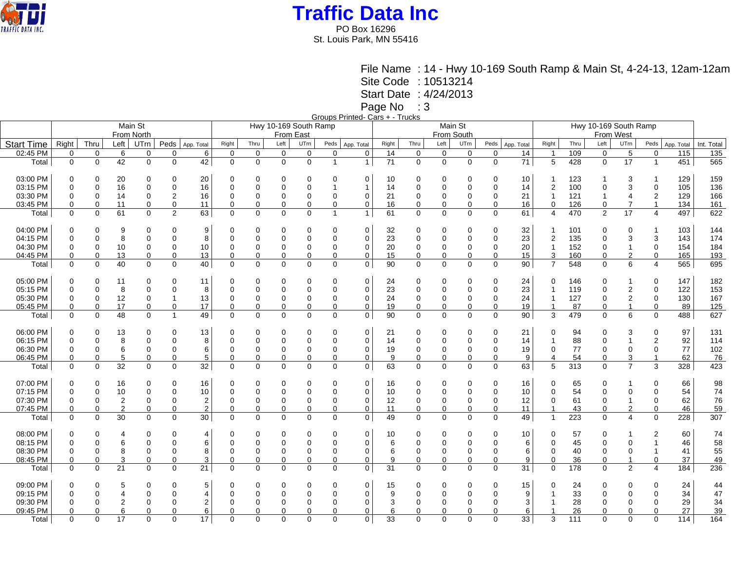# Traffic Data Inc

PO Box 16296
St. Louis Park, MN 55416

File Name : 14 - Hwy 10-169 South Ramp & Main St, 4-24-13, 12am-12am
Site Code : 10513214
Start Date : 4/24/2013
Page No : 3

Groups Printed- Cars + - Trucks

| | Main St From North | | | | | | Hwy 10-169 South Ramp From East | | | | | | Main St From South | | | | | | Hwy 10-169 South Ramp From West | | | | | | |
|---|---|---|---|---|---|---|---|---|---|---|---|---|---|---|---|---|---|---|---|---|---|---|---|---|---|
| Start Time | Right | Thru | Left | UTrn | Peds | App. Total | Right | Thru | Left | UTrn | Peds | App. Total | Right | Thru | Left | UTrn | Peds | App. Total | Right | Thru | Left | UTrn | Peds | App. Total | Int. Total |
| 02:45 PM | 0 | 0 | 6 | 0 | 0 | 6 | 0 | 0 | 0 | 0 | 0 | 0 | 14 | 0 | 0 | 0 | 0 | 14 | 1 | 109 | 0 | 5 | 0 | 115 | 135 |
| Total | 0 | 0 | 42 | 0 | 0 | 42 | 0 | 0 | 0 | 0 | 1 | 1 | 71 | 0 | 0 | 0 | 0 | 71 | 5 | 428 | 0 | 17 | 1 | 451 | 565 |
| | | | | | | | | | | | | | | | | | | | | | | | | | |
| 03:00 PM | 0 | 0 | 20 | 0 | 0 | 20 | 0 | 0 | 0 | 0 | 0 | 0 | 10 | 0 | 0 | 0 | 0 | 10 | 1 | 123 | 1 | 3 | 1 | 129 | 159 |
| 03:15 PM | 0 | 0 | 16 | 0 | 0 | 16 | 0 | 0 | 0 | 0 | 1 | 1 | 14 | 0 | 0 | 0 | 0 | 14 | 2 | 100 | 0 | 3 | 0 | 105 | 136 |
| 03:30 PM | 0 | 0 | 14 | 0 | 2 | 16 | 0 | 0 | 0 | 0 | 0 | 0 | 21 | 0 | 0 | 0 | 0 | 21 | 1 | 121 | 1 | 4 | 2 | 129 | 166 |
| 03:45 PM | 0 | 0 | 11 | 0 | 0 | 11 | 0 | 0 | 0 | 0 | 0 | 0 | 16 | 0 | 0 | 0 | 0 | 16 | 0 | 126 | 0 | 7 | 1 | 134 | 161 |
| Total | 0 | 0 | 61 | 0 | 2 | 63 | 0 | 0 | 0 | 0 | 1 | 1 | 61 | 0 | 0 | 0 | 0 | 61 | 4 | 470 | 2 | 17 | 4 | 497 | 622 |
| | | | | | | | | | | | | | | | | | | | | | | | | | |
| 04:00 PM | 0 | 0 | 9 | 0 | 0 | 9 | 0 | 0 | 0 | 0 | 0 | 0 | 32 | 0 | 0 | 0 | 0 | 32 | 1 | 101 | 0 | 0 | 1 | 103 | 144 |
| 04:15 PM | 0 | 0 | 8 | 0 | 0 | 8 | 0 | 0 | 0 | 0 | 0 | 0 | 23 | 0 | 0 | 0 | 0 | 23 | 2 | 135 | 0 | 3 | 3 | 143 | 174 |
| 04:30 PM | 0 | 0 | 10 | 0 | 0 | 10 | 0 | 0 | 0 | 0 | 0 | 0 | 20 | 0 | 0 | 0 | 0 | 20 | 1 | 152 | 0 | 1 | 0 | 154 | 184 |
| 04:45 PM | 0 | 0 | 13 | 0 | 0 | 13 | 0 | 0 | 0 | 0 | 0 | 0 | 15 | 0 | 0 | 0 | 0 | 15 | 3 | 160 | 0 | 2 | 0 | 165 | 193 |
| Total | 0 | 0 | 40 | 0 | 0 | 40 | 0 | 0 | 0 | 0 | 0 | 0 | 90 | 0 | 0 | 0 | 0 | 90 | 7 | 548 | 0 | 6 | 4 | 565 | 695 |
| | | | | | | | | | | | | | | | | | | | | | | | | | |
| 05:00 PM | 0 | 0 | 11 | 0 | 0 | 11 | 0 | 0 | 0 | 0 | 0 | 0 | 24 | 0 | 0 | 0 | 0 | 24 | 0 | 146 | 0 | 1 | 0 | 147 | 182 |
| 05:15 PM | 0 | 0 | 8 | 0 | 0 | 8 | 0 | 0 | 0 | 0 | 0 | 0 | 23 | 0 | 0 | 0 | 0 | 23 | 1 | 119 | 0 | 2 | 0 | 122 | 153 |
| 05:30 PM | 0 | 0 | 12 | 0 | 1 | 13 | 0 | 0 | 0 | 0 | 0 | 0 | 24 | 0 | 0 | 0 | 0 | 24 | 1 | 127 | 0 | 2 | 0 | 130 | 167 |
| 05:45 PM | 0 | 0 | 17 | 0 | 0 | 17 | 0 | 0 | 0 | 0 | 0 | 0 | 19 | 0 | 0 | 0 | 0 | 19 | 1 | 87 | 0 | 1 | 0 | 89 | 125 |
| Total | 0 | 0 | 48 | 0 | 1 | 49 | 0 | 0 | 0 | 0 | 0 | 0 | 90 | 0 | 0 | 0 | 0 | 90 | 3 | 479 | 0 | 6 | 0 | 488 | 627 |
| | | | | | | | | | | | | | | | | | | | | | | | | | |
| 06:00 PM | 0 | 0 | 13 | 0 | 0 | 13 | 0 | 0 | 0 | 0 | 0 | 0 | 21 | 0 | 0 | 0 | 0 | 21 | 0 | 94 | 0 | 3 | 0 | 97 | 131 |
| 06:15 PM | 0 | 0 | 8 | 0 | 0 | 8 | 0 | 0 | 0 | 0 | 0 | 0 | 14 | 0 | 0 | 0 | 0 | 14 | 1 | 88 | 0 | 1 | 2 | 92 | 114 |
| 06:30 PM | 0 | 0 | 6 | 0 | 0 | 6 | 0 | 0 | 0 | 0 | 0 | 0 | 19 | 0 | 0 | 0 | 0 | 19 | 0 | 77 | 0 | 0 | 0 | 77 | 102 |
| 06:45 PM | 0 | 0 | 5 | 0 | 0 | 5 | 0 | 0 | 0 | 0 | 0 | 0 | 9 | 0 | 0 | 0 | 0 | 9 | 4 | 54 | 0 | 3 | 1 | 62 | 76 |
| Total | 0 | 0 | 32 | 0 | 0 | 32 | 0 | 0 | 0 | 0 | 0 | 0 | 63 | 0 | 0 | 0 | 0 | 63 | 5 | 313 | 0 | 7 | 3 | 328 | 423 |
| | | | | | | | | | | | | | | | | | | | | | | | | | |
| 07:00 PM | 0 | 0 | 16 | 0 | 0 | 16 | 0 | 0 | 0 | 0 | 0 | 0 | 16 | 0 | 0 | 0 | 0 | 16 | 0 | 65 | 0 | 1 | 0 | 66 | 98 |
| 07:15 PM | 0 | 0 | 10 | 0 | 0 | 10 | 0 | 0 | 0 | 0 | 0 | 0 | 10 | 0 | 0 | 0 | 0 | 10 | 0 | 54 | 0 | 0 | 0 | 54 | 74 |
| 07:30 PM | 0 | 0 | 2 | 0 | 0 | 2 | 0 | 0 | 0 | 0 | 0 | 0 | 12 | 0 | 0 | 0 | 0 | 12 | 0 | 61 | 0 | 1 | 0 | 62 | 76 |
| 07:45 PM | 0 | 0 | 2 | 0 | 0 | 2 | 0 | 0 | 0 | 0 | 0 | 0 | 11 | 0 | 0 | 0 | 0 | 11 | 1 | 43 | 0 | 2 | 0 | 46 | 59 |
| Total | 0 | 0 | 30 | 0 | 0 | 30 | 0 | 0 | 0 | 0 | 0 | 0 | 49 | 0 | 0 | 0 | 0 | 49 | 1 | 223 | 0 | 4 | 0 | 228 | 307 |
| | | | | | | | | | | | | | | | | | | | | | | | | | |
| 08:00 PM | 0 | 0 | 4 | 0 | 0 | 4 | 0 | 0 | 0 | 0 | 0 | 0 | 10 | 0 | 0 | 0 | 0 | 10 | 0 | 57 | 0 | 1 | 2 | 60 | 74 |
| 08:15 PM | 0 | 0 | 6 | 0 | 0 | 6 | 0 | 0 | 0 | 0 | 0 | 0 | 6 | 0 | 0 | 0 | 0 | 6 | 0 | 45 | 0 | 0 | 1 | 46 | 58 |
| 08:30 PM | 0 | 0 | 8 | 0 | 0 | 8 | 0 | 0 | 0 | 0 | 0 | 0 | 6 | 0 | 0 | 0 | 0 | 6 | 0 | 40 | 0 | 0 | 1 | 41 | 55 |
| 08:45 PM | 0 | 0 | 3 | 0 | 0 | 3 | 0 | 0 | 0 | 0 | 0 | 0 | 9 | 0 | 0 | 0 | 0 | 9 | 0 | 36 | 0 | 1 | 0 | 37 | 49 |
| Total | 0 | 0 | 21 | 0 | 0 | 21 | 0 | 0 | 0 | 0 | 0 | 0 | 31 | 0 | 0 | 0 | 0 | 31 | 0 | 178 | 0 | 2 | 4 | 184 | 236 |
| | | | | | | | | | | | | | | | | | | | | | | | | | |
| 09:00 PM | 0 | 0 | 5 | 0 | 0 | 5 | 0 | 0 | 0 | 0 | 0 | 0 | 15 | 0 | 0 | 0 | 0 | 15 | 0 | 24 | 0 | 0 | 0 | 24 | 44 |
| 09:15 PM | 0 | 0 | 4 | 0 | 0 | 4 | 0 | 0 | 0 | 0 | 0 | 0 | 9 | 0 | 0 | 0 | 0 | 9 | 1 | 33 | 0 | 0 | 0 | 34 | 47 |
| 09:30 PM | 0 | 0 | 2 | 0 | 0 | 2 | 0 | 0 | 0 | 0 | 0 | 0 | 3 | 0 | 0 | 0 | 0 | 3 | 1 | 28 | 0 | 0 | 0 | 29 | 34 |
| 09:45 PM | 0 | 0 | 6 | 0 | 0 | 6 | 0 | 0 | 0 | 0 | 0 | 0 | 6 | 0 | 0 | 0 | 0 | 6 | 1 | 26 | 0 | 0 | 0 | 27 | 39 |
| Total | 0 | 0 | 17 | 0 | 0 | 17 | 0 | 0 | 0 | 0 | 0 | 0 | 33 | 0 | 0 | 0 | 0 | 33 | 3 | 111 | 0 | 0 | 0 | 114 | 164 |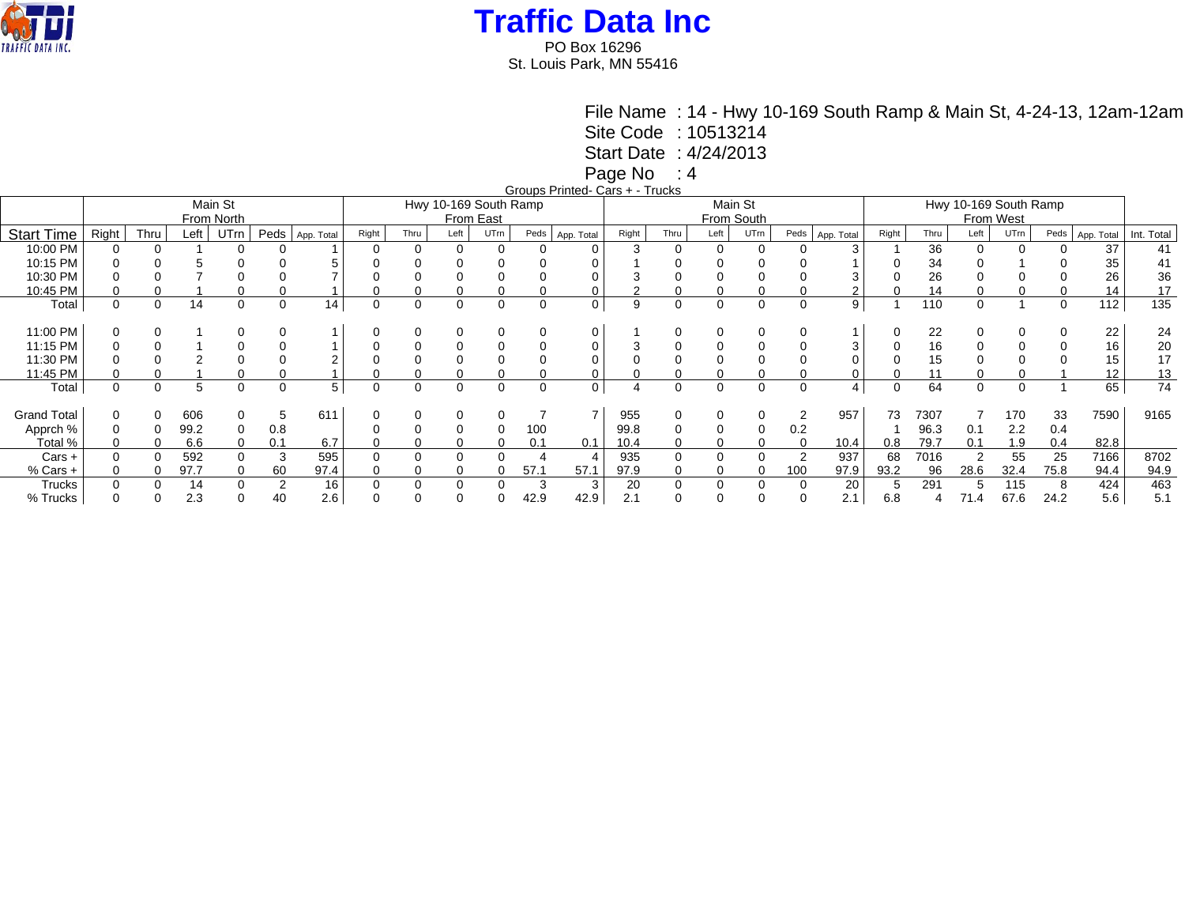# Traffic Data Inc

PO Box 16296
St. Louis Park, MN 55416

File Name : 14 - Hwy 10-169 South Ramp & Main St, 4-24-13, 12am-12am
Site Code : 10513214
Start Date : 4/24/2013
Page No : 4

Groups Printed- Cars + - Trucks

| | Main St From North | | | | | | Hwy 10-169 South Ramp From East | | | | | | Main St From South | | | | | | Hwy 10-169 South Ramp From West | | | | | | |
|---|---|---|---|---|---|---|---|---|---|---|---|---|---|---|---|---|---|---|---|---|---|---|---|---|---|
| Start Time | Right | Thru | Left | UTrn | Peds | App. Total | Right | Thru | Left | UTrn | Peds | App. Total | Right | Thru | Left | UTrn | Peds | App. Total | Right | Thru | Left | UTrn | Peds | App. Total | Int. Total |
| 10:00 PM | 0 | 0 | 1 | 0 | 0 | 1 | 0 | 0 | 0 | 0 | 0 | 0 | 3 | 0 | 0 | 0 | 0 | 3 | 1 | 36 | 0 | 0 | 0 | 37 | 41 |
| 10:15 PM | 0 | 0 | 5 | 0 | 0 | 5 | 0 | 0 | 0 | 0 | 0 | 0 | 1 | 0 | 0 | 0 | 0 | 1 | 0 | 34 | 0 | 1 | 0 | 35 | 41 |
| 10:30 PM | 0 | 0 | 7 | 0 | 0 | 7 | 0 | 0 | 0 | 0 | 0 | 0 | 3 | 0 | 0 | 0 | 0 | 3 | 0 | 26 | 0 | 0 | 0 | 26 | 36 |
| 10:45 PM | 0 | 0 | 1 | 0 | 0 | 1 | 0 | 0 | 0 | 0 | 0 | 0 | 2 | 0 | 0 | 0 | 0 | 2 | 0 | 14 | 0 | 0 | 0 | 14 | 17 |
| Total | 0 | 0 | 14 | 0 | 0 | 14 | 0 | 0 | 0 | 0 | 0 | 0 | 9 | 0 | 0 | 0 | 0 | 9 | 1 | 110 | 0 | 1 | 0 | 112 | 135 |
| | | | | | | | | | | | | | | | | | | | | | | | | | |
| 11:00 PM | 0 | 0 | 1 | 0 | 0 | 1 | 0 | 0 | 0 | 0 | 0 | 0 | 1 | 0 | 0 | 0 | 0 | 1 | 0 | 22 | 0 | 0 | 0 | 22 | 24 |
| 11:15 PM | 0 | 0 | 1 | 0 | 0 | 1 | 0 | 0 | 0 | 0 | 0 | 0 | 3 | 0 | 0 | 0 | 0 | 3 | 0 | 16 | 0 | 0 | 0 | 16 | 20 |
| 11:30 PM | 0 | 0 | 2 | 0 | 0 | 2 | 0 | 0 | 0 | 0 | 0 | 0 | 0 | 0 | 0 | 0 | 0 | 0 | 0 | 15 | 0 | 0 | 0 | 15 | 17 |
| 11:45 PM | 0 | 0 | 1 | 0 | 0 | 1 | 0 | 0 | 0 | 0 | 0 | 0 | 0 | 0 | 0 | 0 | 0 | 0 | 0 | 11 | 0 | 0 | 1 | 12 | 13 |
| Total | 0 | 0 | 5 | 0 | 0 | 5 | 0 | 0 | 0 | 0 | 0 | 0 | 4 | 0 | 0 | 0 | 0 | 4 | 0 | 64 | 0 | 0 | 1 | 65 | 74 |
| | | | | | | | | | | | | | | | | | | | | | | | | | |
| Grand Total | 0 | 0 | 606 | 0 | 5 | 611 | 0 | 0 | 0 | 0 | 7 | 7 | 955 | 0 | 0 | 0 | 2 | 957 | 73 | 7307 | 7 | 170 | 33 | 7590 | 9165 |
| Apprch % | 0 | 0 | 99.2 | 0 | 0.8 | | 0 | 0 | 0 | 0 | 100 | | 99.8 | 0 | 0 | 0 | 0.2 | | 1 | 96.3 | 0.1 | 2.2 | 0.4 | | |
| Total % | 0 | 0 | 6.6 | 0 | 0.1 | 6.7 | 0 | 0 | 0 | 0 | 0.1 | 0.1 | 10.4 | 0 | 0 | 0 | 0 | 10.4 | 0.8 | 79.7 | 0.1 | 1.9 | 0.4 | 82.8 | |
| Cars + | 0 | 0 | 592 | 0 | 3 | 595 | 0 | 0 | 0 | 0 | 4 | 4 | 935 | 0 | 0 | 0 | 2 | 937 | 68 | 7016 | 2 | 55 | 25 | 7166 | 8702 |
| % Cars + | 0 | 0 | 97.7 | 0 | 60 | 97.4 | 0 | 0 | 0 | 0 | 57.1 | 57.1 | 97.9 | 0 | 0 | 0 | 100 | 97.9 | 93.2 | 96 | 28.6 | 32.4 | 75.8 | 94.4 | 94.9 |
| Trucks | 0 | 0 | 14 | 0 | 2 | 16 | 0 | 0 | 0 | 0 | 3 | 3 | 20 | 0 | 0 | 0 | 0 | 20 | 5 | 291 | 5 | 115 | 8 | 424 | 463 |
| % Trucks | 0 | 0 | 2.3 | 0 | 40 | 2.6 | 0 | 0 | 0 | 0 | 42.9 | 42.9 | 2.1 | 0 | 0 | 0 | 0 | 2.1 | 6.8 | 4 | 71.4 | 67.6 | 24.2 | 5.6 | 5.1 |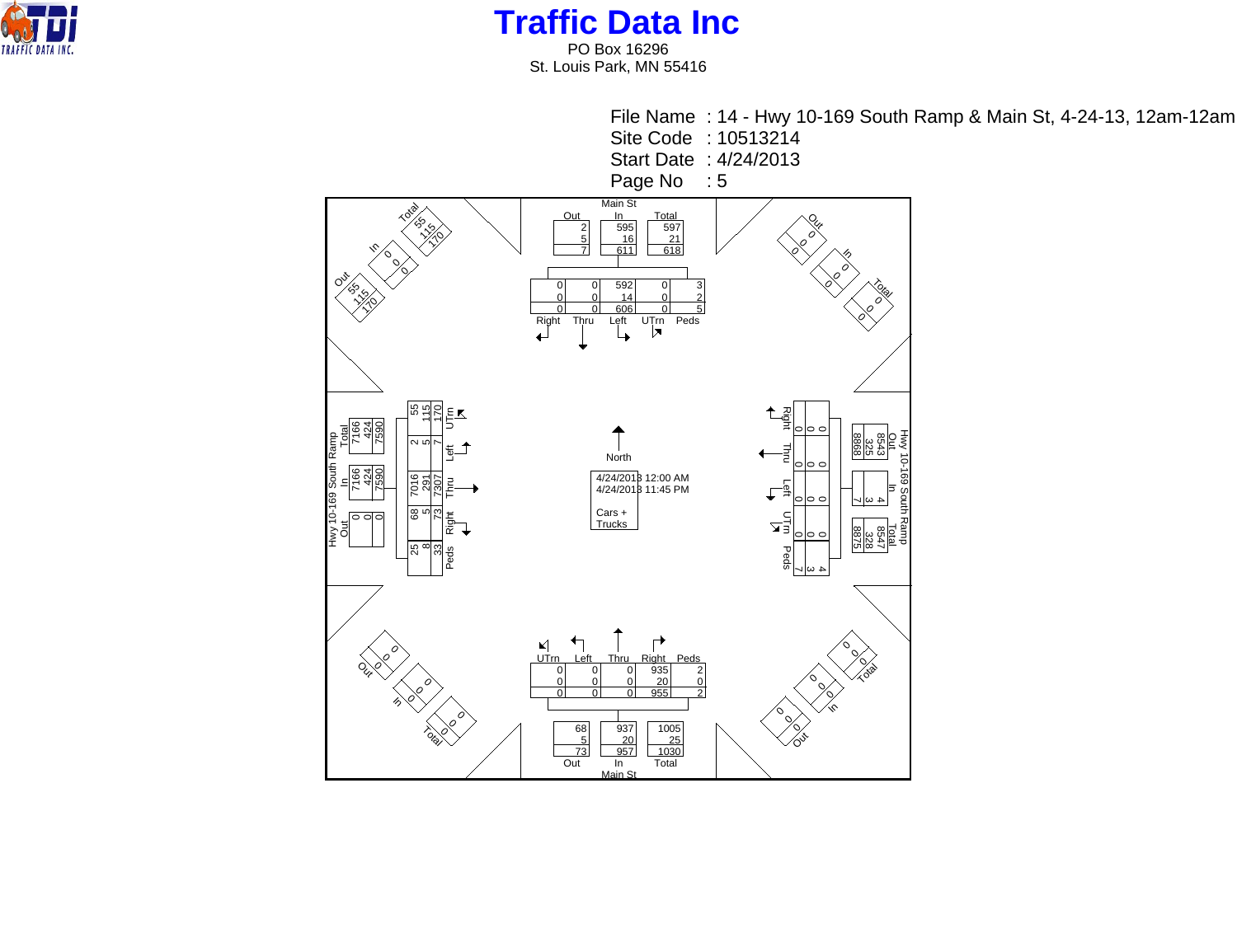# Traffic Data Inc

PO Box 16296
St. Louis Park, MN 55416

File Name : 14 - Hwy 10-169 South Ramp & Main St, 4-24-13, 12am-12am
Site Code : 10513214
Start Date : 4/24/2013
Page No : 5

4/24/2013 12:00 AM
4/24/2013 11:45 PM

Cars + Trucks

North

## Main St (Southbound approach)

| | Out | In | Total |
|---|---|---|---|
| | 2 | 595 | 597 |
| | 5 | 16 | 21 |
| | 7 | 611 | 618 |

| Right | Thru | Left | UTrn | Peds |
|---|---|---|---|---|
| 0 | 0 | 592 | 0 | 3 |
| 0 | 0 | 14 | 0 | 2 |
| 0 | 0 | 606 | 0 | 5 |

## Hwy 10-169 South Ramp (Westbound approach)

| | Out | In | Total |
|---|---|---|---|
| | 8543 | 4 | 8547 |
| | 325 | 3 | 328 |
| | 8868 | 7 | 8875 |

| Right | Thru | Left | UTrn | Peds |
|---|---|---|---|---|
| 0 | 0 | 0 | 0 | 4 |
| 0 | 0 | 0 | 0 | 3 |
| 0 | 0 | 0 | 0 | 7 |

## Main St (Northbound approach)

| | Out | In | Total |
|---|---|---|---|
| | 68 | 937 | 1005 |
| | 5 | 20 | 25 |
| | 73 | 957 | 1030 |

| UTrn | Left | Thru | Right | Peds |
|---|---|---|---|---|
| 0 | 0 | 0 | 935 | 2 |
| 0 | 0 | 0 | 20 | 0 |
| 0 | 0 | 0 | 955 | 2 |

## Hwy 10-169 South Ramp (Eastbound approach)

| | Out | In | Total |
|---|---|---|---|
| | 0 | 7166 | 7166 |
| | 0 | 424 | 424 |
| | 0 | 7590 | 7590 |

| UTrn | Left | Thru | Right | Peds |
|---|---|---|---|---|
| 55 | 2 | 7016 | 68 | 25 |
| 115 | 5 | 291 | 5 | 8 |
| 170 | 7 | 7307 | 73 | 33 |

## Corners

| Corner | Out | In | Total |
|---|---|---|---|
| Northwest | 55 / 115 / 170 | 0 / 0 / 0 | 55 / 115 / 170 |
| Northeast | 0 / 0 / 0 | 0 / 0 / 0 | 0 / 0 / 0 |
| Southwest | 0 / 0 / 0 | 0 / 0 / 0 | 0 / 0 / 0 |
| Southeast | 0 / 0 / 0 | 0 / 0 / 0 | 0 / 0 / 0 |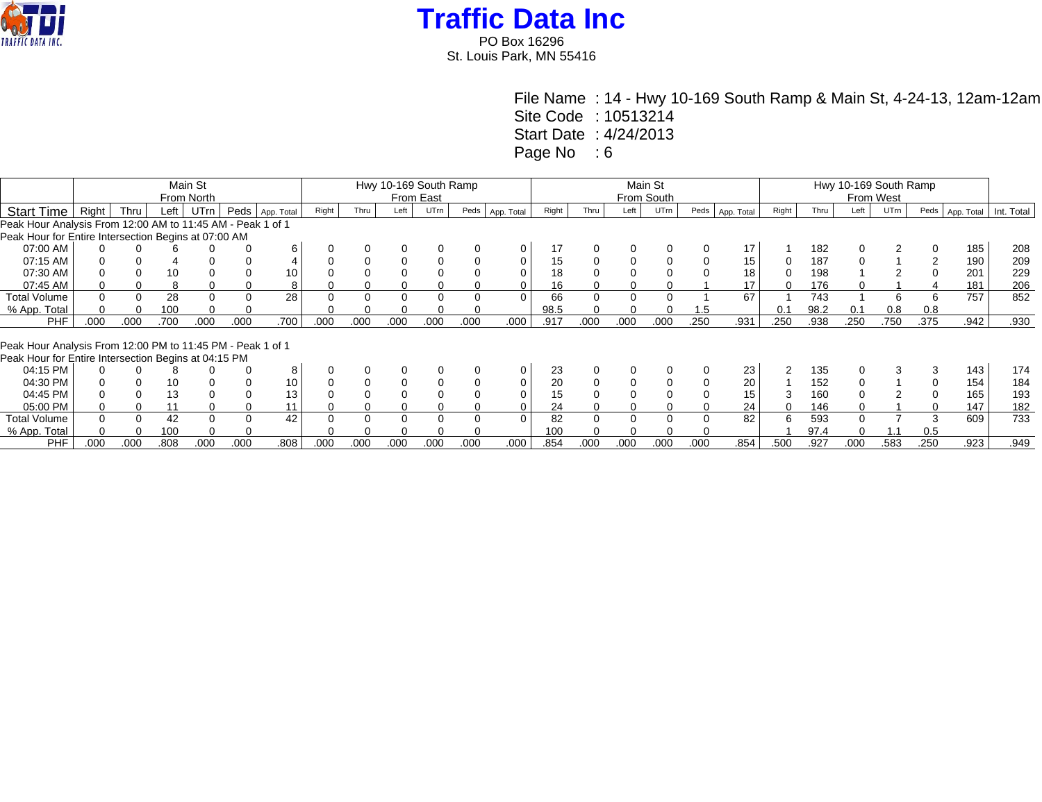# Traffic Data Inc

PO Box 16296
St. Louis Park, MN 55416

File Name : 14 - Hwy 10-169 South Ramp & Main St, 4-24-13, 12am-12am
Site Code : 10513214
Start Date : 4/24/2013
Page No : 6

| | Main St From North | | | | | | Hwy 10-169 South Ramp From East | | | | | | Main St From South | | | | | | Hwy 10-169 South Ramp From West | | | | | | |
|---|---|---|---|---|---|---|---|---|---|---|---|---|---|---|---|---|---|---|---|---|---|---|---|---|---|
| Start Time | Right | Thru | Left | UTrn | Peds | App. Total | Right | Thru | Left | UTrn | Peds | App. Total | Right | Thru | Left | UTrn | Peds | App. Total | Right | Thru | Left | UTrn | Peds | App. Total | Int. Total |
| Peak Hour Analysis From 12:00 AM to 11:45 AM - Peak 1 of 1 | | | | | | | | | | | | | | | | | | | | | | | | | |
| Peak Hour for Entire Intersection Begins at 07:00 AM | | | | | | | | | | | | | | | | | | | | | | | | | |
| 07:00 AM | 0 | 0 | 6 | 0 | 0 | 6 | 0 | 0 | 0 | 0 | 0 | 0 | 17 | 0 | 0 | 0 | 0 | 17 | 1 | 182 | 0 | 2 | 0 | 185 | 208 |
| 07:15 AM | 0 | 0 | 4 | 0 | 0 | 4 | 0 | 0 | 0 | 0 | 0 | 0 | 15 | 0 | 0 | 0 | 0 | 15 | 0 | 187 | 0 | 1 | 2 | 190 | 209 |
| 07:30 AM | 0 | 0 | 10 | 0 | 0 | 10 | 0 | 0 | 0 | 0 | 0 | 0 | 18 | 0 | 0 | 0 | 0 | 18 | 0 | 198 | 1 | 2 | 0 | 201 | 229 |
| 07:45 AM | 0 | 0 | 8 | 0 | 0 | 8 | 0 | 0 | 0 | 0 | 0 | 0 | 16 | 0 | 0 | 0 | 1 | 17 | 0 | 176 | 0 | 1 | 4 | 181 | 206 |
| Total Volume | 0 | 0 | 28 | 0 | 0 | 28 | 0 | 0 | 0 | 0 | 0 | 0 | 66 | 0 | 0 | 0 | 1 | 67 | 1 | 743 | 1 | 6 | 6 | 757 | 852 |
| % App. Total | 0 | 0 | 100 | 0 | 0 | | 0 | 0 | 0 | 0 | 0 | | 98.5 | 0 | 0 | 0 | 1.5 | | 0.1 | 98.2 | 0.1 | 0.8 | 0.8 | | |
| PHF | .000 | .000 | .700 | .000 | .000 | .700 | .000 | .000 | .000 | .000 | .000 | .000 | .917 | .000 | .000 | .000 | .250 | .931 | .250 | .938 | .250 | .750 | .375 | .942 | .930 |
| Peak Hour Analysis From 12:00 PM to 11:45 PM - Peak 1 of 1 | | | | | | | | | | | | | | | | | | | | | | | | | |
| Peak Hour for Entire Intersection Begins at 04:15 PM | | | | | | | | | | | | | | | | | | | | | | | | | |
| 04:15 PM | 0 | 0 | 8 | 0 | 0 | 8 | 0 | 0 | 0 | 0 | 0 | 0 | 23 | 0 | 0 | 0 | 0 | 23 | 2 | 135 | 0 | 3 | 3 | 143 | 174 |
| 04:30 PM | 0 | 0 | 10 | 0 | 0 | 10 | 0 | 0 | 0 | 0 | 0 | 0 | 20 | 0 | 0 | 0 | 0 | 20 | 1 | 152 | 0 | 1 | 0 | 154 | 184 |
| 04:45 PM | 0 | 0 | 13 | 0 | 0 | 13 | 0 | 0 | 0 | 0 | 0 | 0 | 15 | 0 | 0 | 0 | 0 | 15 | 3 | 160 | 0 | 2 | 0 | 165 | 193 |
| 05:00 PM | 0 | 0 | 11 | 0 | 0 | 11 | 0 | 0 | 0 | 0 | 0 | 0 | 24 | 0 | 0 | 0 | 0 | 24 | 0 | 146 | 0 | 1 | 0 | 147 | 182 |
| Total Volume | 0 | 0 | 42 | 0 | 0 | 42 | 0 | 0 | 0 | 0 | 0 | 0 | 82 | 0 | 0 | 0 | 0 | 82 | 6 | 593 | 0 | 7 | 3 | 609 | 733 |
| % App. Total | 0 | 0 | 100 | 0 | 0 | | 0 | 0 | 0 | 0 | 0 | | 100 | 0 | 0 | 0 | 0 | | 1 | 97.4 | 0 | 1.1 | 0.5 | | |
| PHF | .000 | .000 | .808 | .000 | .000 | .808 | .000 | .000 | .000 | .000 | .000 | .000 | .854 | .000 | .000 | .000 | .000 | .854 | .500 | .927 | .000 | .583 | .250 | .923 | .949 |